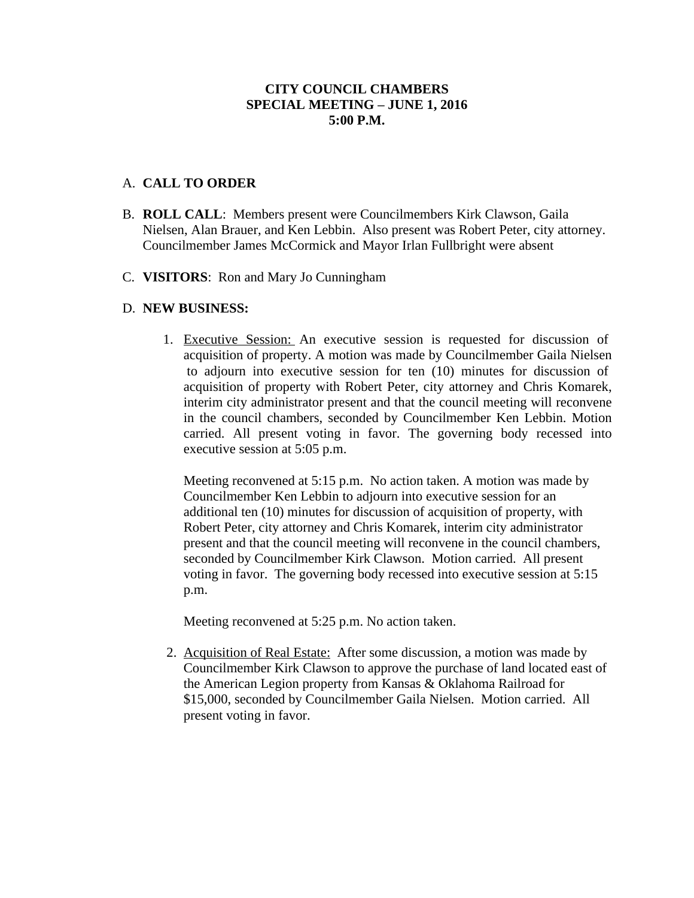**CITY COUNCIL CHAMBERS**
**SPECIAL MEETING – JUNE 1, 2016**
**5:00 P.M.**

A. **CALL TO ORDER**

B. **ROLL CALL**: Members present were Councilmembers Kirk Clawson, Gaila Nielsen, Alan Brauer, and Ken Lebbin. Also present was Robert Peter, city attorney. Councilmember James McCormick and Mayor Irlan Fullbright were absent

C. **VISITORS**: Ron and Mary Jo Cunningham

D. **NEW BUSINESS:**

1. Executive Session: An executive session is requested for discussion of acquisition of property. A motion was made by Councilmember Gaila Nielsen to adjourn into executive session for ten (10) minutes for discussion of acquisition of property with Robert Peter, city attorney and Chris Komarek, interim city administrator present and that the council meeting will reconvene in the council chambers, seconded by Councilmember Ken Lebbin. Motion carried. All present voting in favor. The governing body recessed into executive session at 5:05 p.m.

   Meeting reconvened at 5:15 p.m. No action taken. A motion was made by Councilmember Ken Lebbin to adjourn into executive session for an additional ten (10) minutes for discussion of acquisition of property, with Robert Peter, city attorney and Chris Komarek, interim city administrator present and that the council meeting will reconvene in the council chambers, seconded by Councilmember Kirk Clawson. Motion carried. All present voting in favor. The governing body recessed into executive session at 5:15 p.m.

   Meeting reconvened at 5:25 p.m. No action taken.

2. Acquisition of Real Estate: After some discussion, a motion was made by Councilmember Kirk Clawson to approve the purchase of land located east of the American Legion property from Kansas & Oklahoma Railroad for $15,000, seconded by Councilmember Gaila Nielsen. Motion carried. All present voting in favor.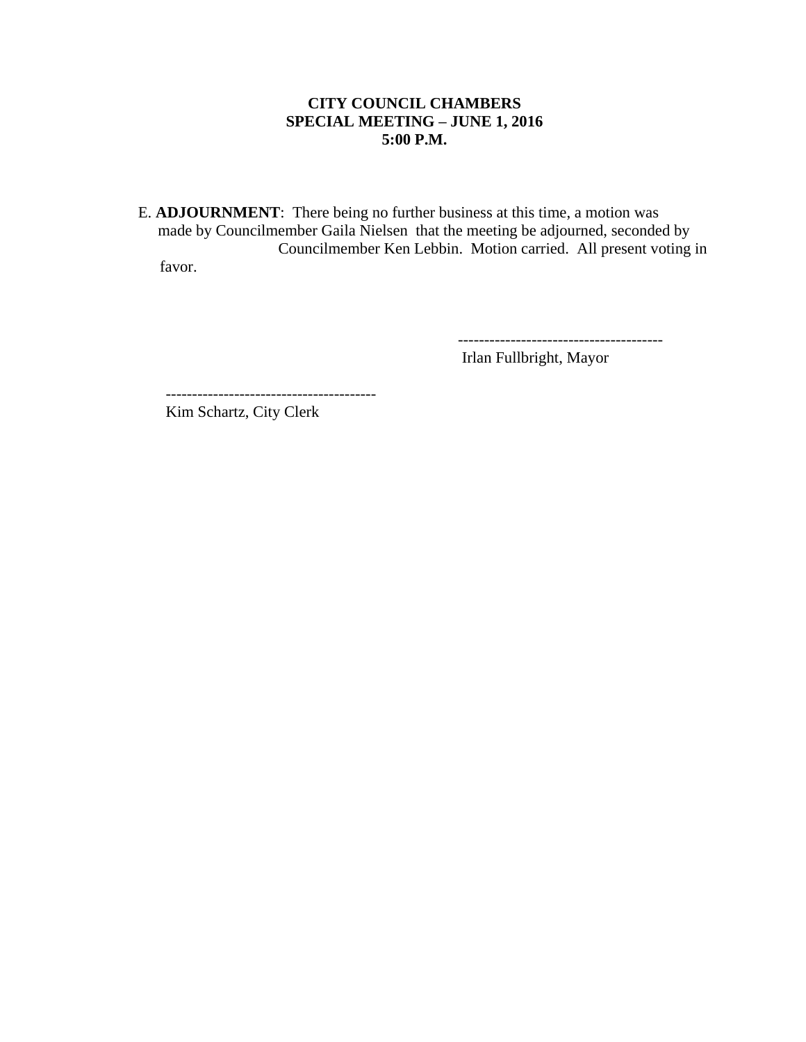**CITY COUNCIL CHAMBERS**
**SPECIAL MEETING – JUNE 1, 2016**
**5:00 P.M.**

E. **ADJOURNMENT**: There being no further business at this time, a motion was made by Councilmember Gaila Nielsen that the meeting be adjourned, seconded by Councilmember Ken Lebbin. Motion carried. All present voting in favor.

---------------------------------------
Irlan Fullbright, Mayor

----------------------------------------
Kim Schartz, City Clerk